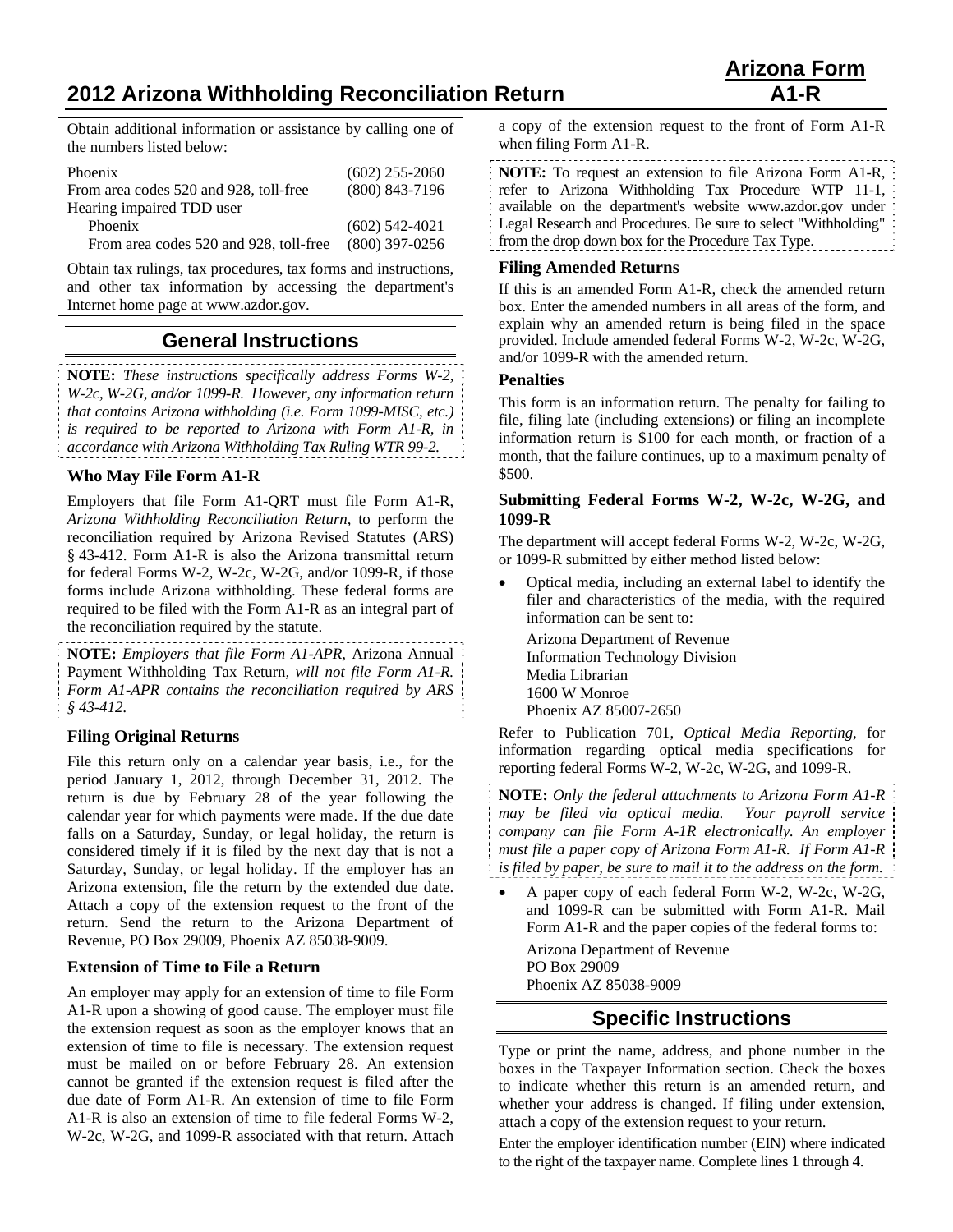# 2012 Arizona Withholding Reconciliation Return

**Arizona Form A1-R**

Obtain additional information or assistance by calling one of the numbers listed below:

| | |
|---|---|
| Phoenix | (602) 255-2060 |
| From area codes 520 and 928, toll-free | (800) 843-7196 |
| Hearing impaired TDD user | |
| Phoenix | (602) 542-4021 |
| From area codes 520 and 928, toll-free | (800) 397-0256 |

Obtain tax rulings, tax procedures, tax forms and instructions, and other tax information by accessing the department's Internet home page at www.azdor.gov.

## General Instructions

**NOTE:** *These instructions specifically address Forms W-2, W-2c, W-2G, and/or 1099-R. However, any information return that contains Arizona withholding (i.e. Form 1099-MISC, etc.) is required to be reported to Arizona with Form A1-R, in accordance with Arizona Withholding Tax Ruling WTR 99-2.*

### Who May File Form A1-R

Employers that file Form A1-QRT must file Form A1-R, *Arizona Withholding Reconciliation Return*, to perform the reconciliation required by Arizona Revised Statutes (ARS) § 43-412. Form A1-R is also the Arizona transmittal return for federal Forms W-2, W-2c, W-2G, and/or 1099-R, if those forms include Arizona withholding. These federal forms are required to be filed with the Form A1-R as an integral part of the reconciliation required by the statute.

**NOTE:** *Employers that file Form A1-APR,* Arizona Annual Payment Withholding Tax Return, *will not file Form A1-R. Form A1-APR contains the reconciliation required by ARS § 43-412.*

### Filing Original Returns

File this return only on a calendar year basis, i.e., for the period January 1, 2012, through December 31, 2012. The return is due by February 28 of the year following the calendar year for which payments were made. If the due date falls on a Saturday, Sunday, or legal holiday, the return is considered timely if it is filed by the next day that is not a Saturday, Sunday, or legal holiday. If the employer has an Arizona extension, file the return by the extended due date. Attach a copy of the extension request to the front of the return. Send the return to the Arizona Department of Revenue, PO Box 29009, Phoenix AZ 85038-9009.

### Extension of Time to File a Return

An employer may apply for an extension of time to file Form A1-R upon a showing of good cause. The employer must file the extension request as soon as the employer knows that an extension of time to file is necessary. The extension request must be mailed on or before February 28. An extension cannot be granted if the extension request is filed after the due date of Form A1-R. An extension of time to file Form A1-R is also an extension of time to file federal Forms W-2, W-2c, W-2G, and 1099-R associated with that return. Attach a copy of the extension request to the front of Form A1-R when filing Form A1-R.

**NOTE:** To request an extension to file Arizona Form A1-R, refer to Arizona Withholding Tax Procedure WTP 11-1, available on the department's website www.azdor.gov under Legal Research and Procedures. Be sure to select "Withholding" from the drop down box for the Procedure Tax Type.

### Filing Amended Returns

If this is an amended Form A1-R, check the amended return box. Enter the amended numbers in all areas of the form, and explain why an amended return is being filed in the space provided. Include amended federal Forms W-2, W-2c, W-2G, and/or 1099-R with the amended return.

### Penalties

This form is an information return. The penalty for failing to file, filing late (including extensions) or filing an incomplete information return is $100 for each month, or fraction of a month, that the failure continues, up to a maximum penalty of $500.

### Submitting Federal Forms W-2, W-2c, W-2G, and 1099-R

The department will accept federal Forms W-2, W-2c, W-2G, or 1099-R submitted by either method listed below:

- Optical media, including an external label to identify the filer and characteristics of the media, with the required information can be sent to:

  Arizona Department of Revenue
  Information Technology Division
  Media Librarian
  1600 W Monroe
  Phoenix AZ 85007-2650

Refer to Publication 701, *Optical Media Reporting*, for information regarding optical media specifications for reporting federal Forms W-2, W-2c, W-2G, and 1099-R.

**NOTE:** *Only the federal attachments to Arizona Form A1-R may be filed via optical media. Your payroll service company can file Form A-1R electronically. An employer must file a paper copy of Arizona Form A1-R. If Form A1-R is filed by paper, be sure to mail it to the address on the form.*

- A paper copy of each federal Form W-2, W-2c, W-2G, and 1099-R can be submitted with Form A1-R. Mail Form A1-R and the paper copies of the federal forms to:

  Arizona Department of Revenue
  PO Box 29009
  Phoenix AZ 85038-9009

## Specific Instructions

Type or print the name, address, and phone number in the boxes in the Taxpayer Information section. Check the boxes to indicate whether this return is an amended return, and whether your address is changed. If filing under extension, attach a copy of the extension request to your return.

Enter the employer identification number (EIN) where indicated to the right of the taxpayer name. Complete lines 1 through 4.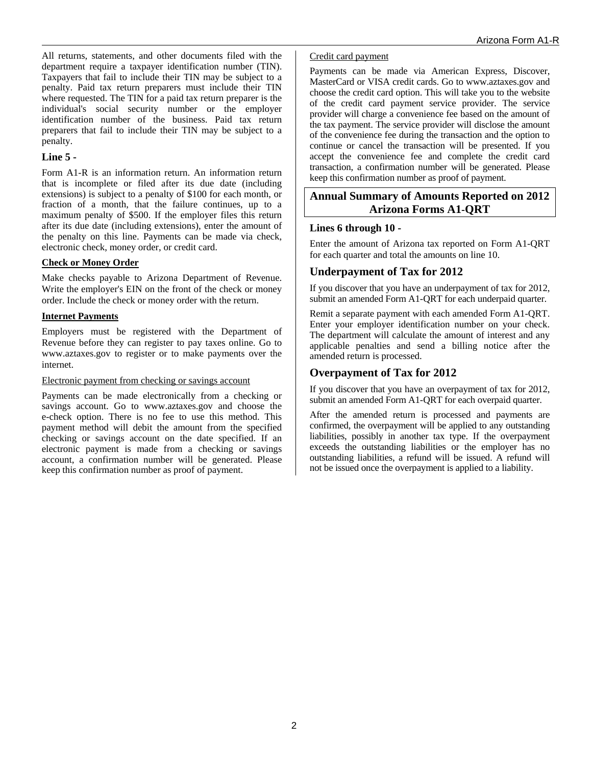All returns, statements, and other documents filed with the department require a taxpayer identification number (TIN). Taxpayers that fail to include their TIN may be subject to a penalty. Paid tax return preparers must include their TIN where requested. The TIN for a paid tax return preparer is the individual's social security number or the employer identification number of the business. Paid tax return preparers that fail to include their TIN may be subject to a penalty.

### Line 5 -

Form A1-R is an information return. An information return that is incomplete or filed after its due date (including extensions) is subject to a penalty of $100 for each month, or fraction of a month, that the failure continues, up to a maximum penalty of $500. If the employer files this return after its due date (including extensions), enter the amount of the penalty on this line. Payments can be made via check, electronic check, money order, or credit card.

**Check or Money Order**

Make checks payable to Arizona Department of Revenue. Write the employer's EIN on the front of the check or money order. Include the check or money order with the return.

**Internet Payments**

Employers must be registered with the Department of Revenue before they can register to pay taxes online. Go to www.aztaxes.gov to register or to make payments over the internet.

Electronic payment from checking or savings account

Payments can be made electronically from a checking or savings account. Go to www.aztaxes.gov and choose the e-check option. There is no fee to use this method. This payment method will debit the amount from the specified checking or savings account on the date specified. If an electronic payment is made from a checking or savings account, a confirmation number will be generated. Please keep this confirmation number as proof of payment.

Credit card payment

Payments can be made via American Express, Discover, MasterCard or VISA credit cards. Go to www.aztaxes.gov and choose the credit card option. This will take you to the website of the credit card payment service provider. The service provider will charge a convenience fee based on the amount of the tax payment. The service provider will disclose the amount of the convenience fee during the transaction and the option to continue or cancel the transaction will be presented. If you accept the convenience fee and complete the credit card transaction, a confirmation number will be generated. Please keep this confirmation number as proof of payment.

## Annual Summary of Amounts Reported on 2012 Arizona Forms A1-QRT

### Lines 6 through 10 -

Enter the amount of Arizona tax reported on Form A1-QRT for each quarter and total the amounts on line 10.

## Underpayment of Tax for 2012

If you discover that you have an underpayment of tax for 2012, submit an amended Form A1-QRT for each underpaid quarter.

Remit a separate payment with each amended Form A1-QRT. Enter your employer identification number on your check. The department will calculate the amount of interest and any applicable penalties and send a billing notice after the amended return is processed.

## Overpayment of Tax for 2012

If you discover that you have an overpayment of tax for 2012, submit an amended Form A1-QRT for each overpaid quarter.

After the amended return is processed and payments are confirmed, the overpayment will be applied to any outstanding liabilities, possibly in another tax type. If the overpayment exceeds the outstanding liabilities or the employer has no outstanding liabilities, a refund will be issued. A refund will not be issued once the overpayment is applied to a liability.